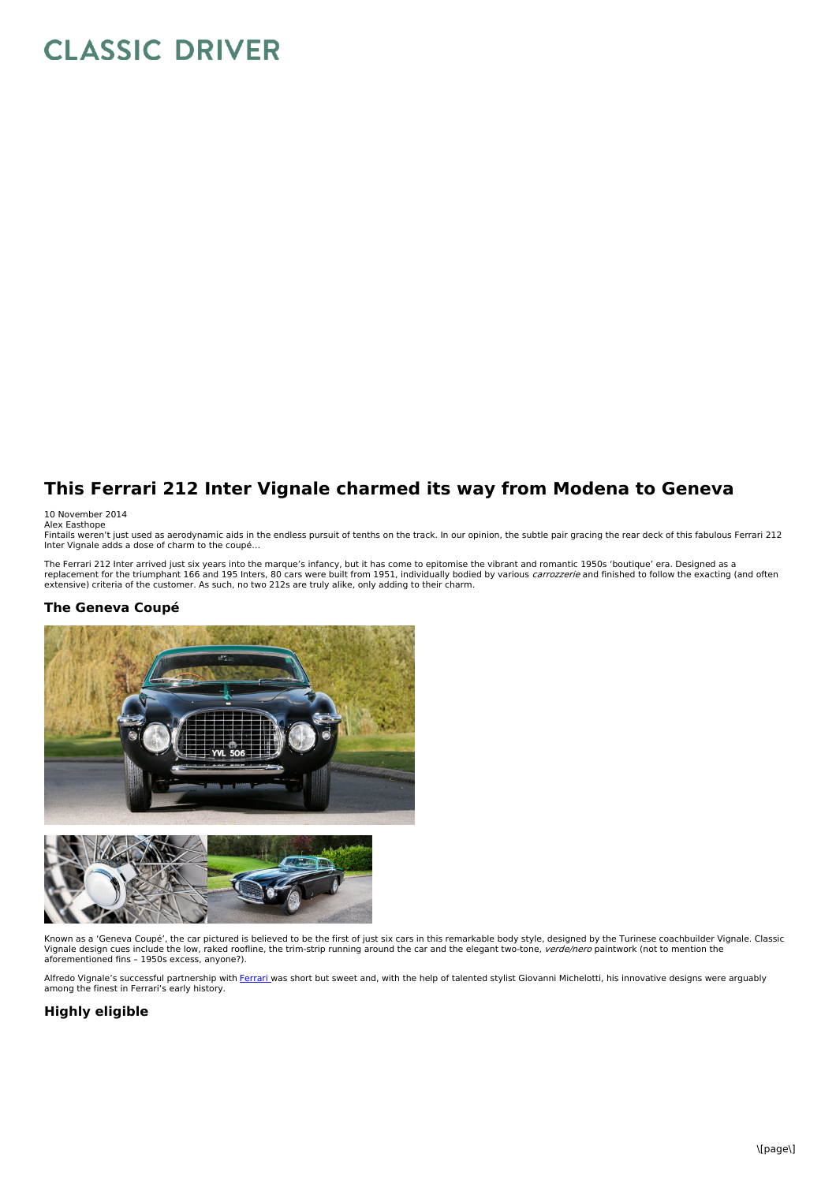# This Ferrari 212 Inter Vignale charmed its way from Modena to Geneva

10 November 2014
Alex Easthope

Fintails weren't just used as aerodynamic aids in the endless pursuit of tenths on the track. In our opinion, the subtle pair gracing the rear deck of this fabulous Ferrari 212 Inter Vignale adds a dose of charm to the coupé…

The Ferrari 212 Inter arrived just six years into the marque's infancy, but it has come to epitomise the vibrant and romantic 1950s 'boutique' era. Designed as a replacement for the triumphant 166 and 195 Inters, 80 cars were built from 1951, individually bodied by various *carrozzerie* and finished to follow the exacting (and often extensive) criteria of the customer. As such, no two 212s are truly alike, only adding to their charm.

## The Geneva Coupé

Known as a 'Geneva Coupé', the car pictured is believed to be the first of just six cars in this remarkable body style, designed by the Turinese coachbuilder Vignale. Classic Vignale design cues include the low, raked roofline, the trim-strip running around the car and the elegant two-tone, *verde/nero* paintwork (not to mention the aforementioned fins – 1950s excess, anyone?).

Alfredo Vignale's successful partnership with Ferrari was short but sweet and, with the help of talented stylist Giovanni Michelotti, his innovative designs were arguably among the finest in Ferrari's early history.

## Highly eligible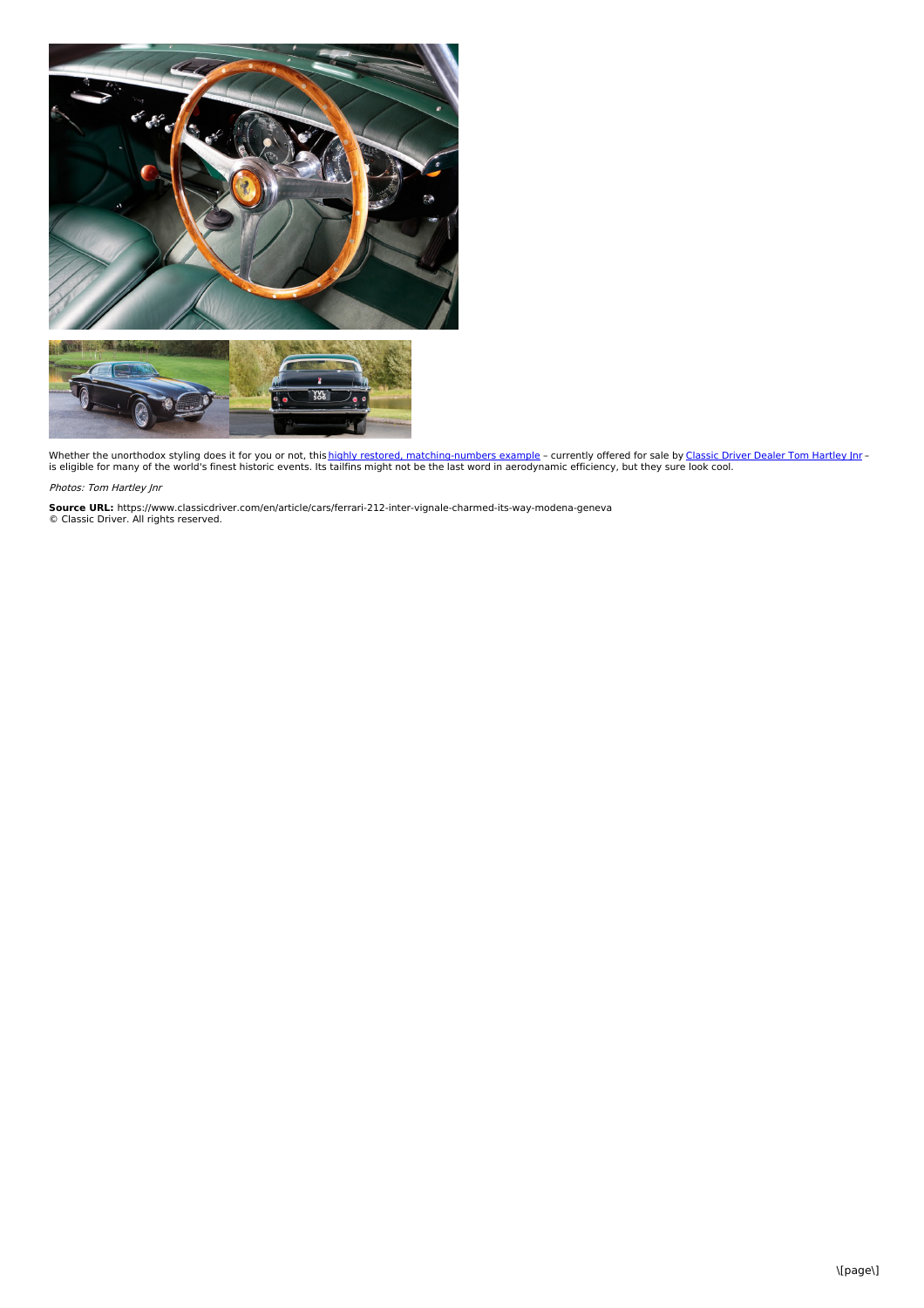Whether the unorthodox styling does it for you or not, this highly restored, matching-numbers example – currently offered for sale by Classic Driver Dealer Tom Hartley Jnr – is eligible for many of the world's finest historic events. Its tailfins might not be the last word in aerodynamic efficiency, but they sure look cool.

*Photos: Tom Hartley Jnr*

**Source URL:** https://www.classicdriver.com/en/article/cars/ferrari-212-inter-vignale-charmed-its-way-modena-geneva
© Classic Driver. All rights reserved.